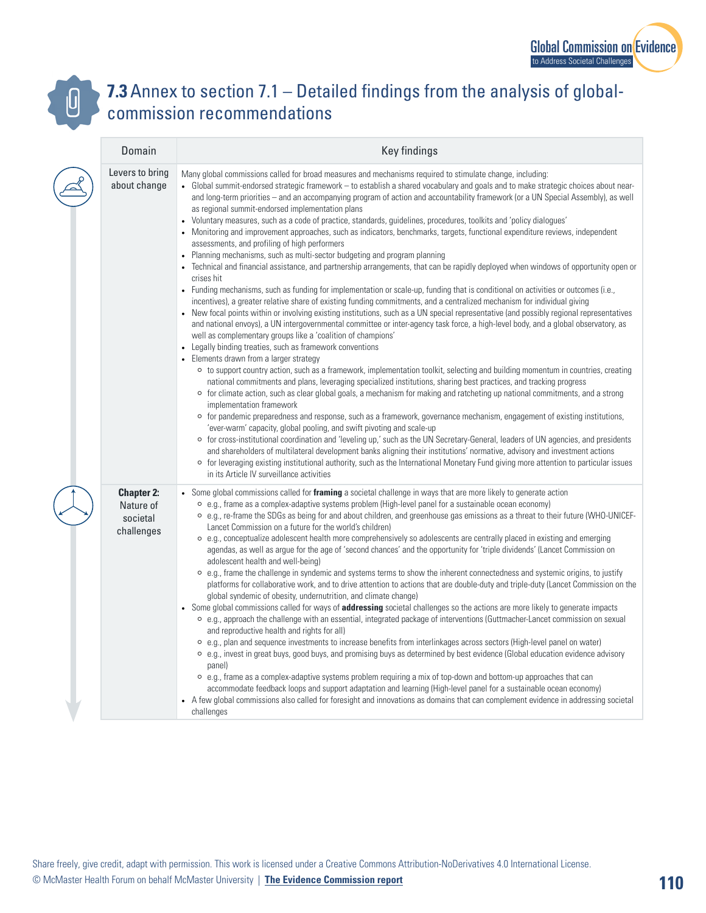# 7.3 Annex to section 7.1 – Detailed findings from the analysis of global-commission recommendations

| Domain | Key findings |
|---|---|
| Levers to bring about change | Many global commissions called for broad measures and mechanisms required to stimulate change, including:<br>• Global summit-endorsed strategic framework – to establish a shared vocabulary and goals and to make strategic choices about near- and long-term priorities – and an accompanying program of action and accountability framework (or a UN Special Assembly), as well as regional summit-endorsed implementation plans<br>• Voluntary measures, such as a code of practice, standards, guidelines, procedures, toolkits and 'policy dialogues'<br>• Monitoring and improvement approaches, such as indicators, benchmarks, targets, functional expenditure reviews, independent assessments, and profiling of high performers<br>• Planning mechanisms, such as multi-sector budgeting and program planning<br>• Technical and financial assistance, and partnership arrangements, that can be rapidly deployed when windows of opportunity open or crises hit<br>• Funding mechanisms, such as funding for implementation or scale-up, funding that is conditional on activities or outcomes (i.e., incentives), a greater relative share of existing funding commitments, and a centralized mechanism for individual giving<br>• New focal points within or involving existing institutions, such as a UN special representative (and possibly regional representatives and national envoys), a UN intergovernmental committee or inter-agency task force, a high-level body, and a global observatory, as well as complementary groups like a 'coalition of champions'<br>• Legally binding treaties, such as framework conventions<br>• Elements drawn from a larger strategy<br>&nbsp;&nbsp;○ to support country action, such as a framework, implementation toolkit, selecting and building momentum in countries, creating national commitments and plans, leveraging specialized institutions, sharing best practices, and tracking progress<br>&nbsp;&nbsp;○ for climate action, such as clear global goals, a mechanism for making and ratcheting up national commitments, and a strong implementation framework<br>&nbsp;&nbsp;○ for pandemic preparedness and response, such as a framework, governance mechanism, engagement of existing institutions, 'ever-warm' capacity, global pooling, and swift pivoting and scale-up<br>&nbsp;&nbsp;○ for cross-institutional coordination and 'leveling up,' such as the UN Secretary-General, leaders of UN agencies, and presidents and shareholders of multilateral development banks aligning their institutions' normative, advisory and investment actions<br>&nbsp;&nbsp;○ for leveraging existing institutional authority, such as the International Monetary Fund giving more attention to particular issues in its Article IV surveillance activities |
| **Chapter 2:** Nature of societal challenges | • Some global commissions called for **framing** a societal challenge in ways that are more likely to generate action<br>&nbsp;&nbsp;○ e.g., frame as a complex-adaptive systems problem (High-level panel for a sustainable ocean economy)<br>&nbsp;&nbsp;○ e.g., re-frame the SDGs as being for and about children, and greenhouse gas emissions as a threat to their future (WHO-UNICEF-Lancet Commission on a future for the world's children)<br>&nbsp;&nbsp;○ e.g., conceptualize adolescent health more comprehensively so adolescents are centrally placed in existing and emerging agendas, as well as argue for the age of 'second chances' and the opportunity for 'triple dividends' (Lancet Commission on adolescent health and well-being)<br>&nbsp;&nbsp;○ e.g., frame the challenge in syndemic and systems terms to show the inherent connectedness and systemic origins, to justify platforms for collaborative work, and to drive attention to actions that are double-duty and triple-duty (Lancet Commission on the global syndemic of obesity, undernutrition, and climate change)<br>• Some global commissions called for ways of **addressing** societal challenges so the actions are more likely to generate impacts<br>&nbsp;&nbsp;○ e.g., approach the challenge with an essential, integrated package of interventions (Guttmacher-Lancet commission on sexual and reproductive health and rights for all)<br>&nbsp;&nbsp;○ e.g., plan and sequence investments to increase benefits from interlinkages across sectors (High-level panel on water)<br>&nbsp;&nbsp;○ e.g., invest in great buys, good buys, and promising buys as determined by best evidence (Global education evidence advisory panel)<br>&nbsp;&nbsp;○ e.g., frame as a complex-adaptive systems problem requiring a mix of top-down and bottom-up approaches that can accommodate feedback loops and support adaptation and learning (High-level panel for a sustainable ocean economy)<br>• A few global commissions also called for foresight and innovations as domains that can complement evidence in addressing societal challenges |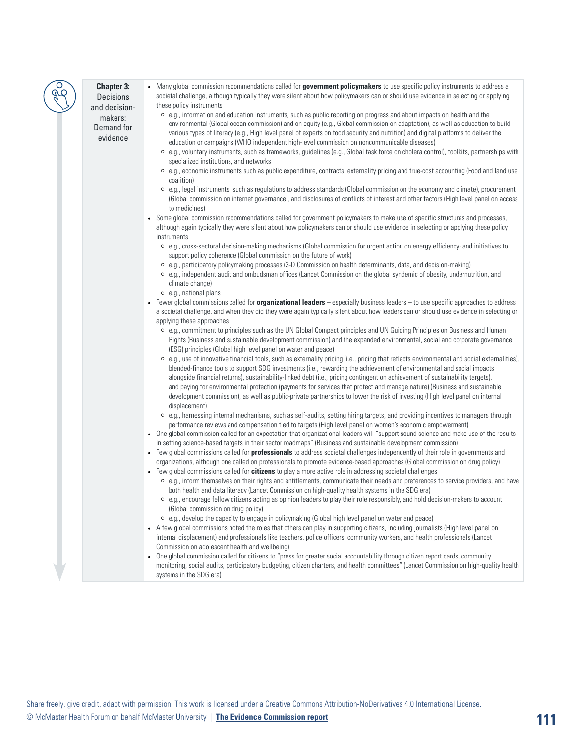| | |
|---|---|
| **Chapter 3:** Decisions and decision-makers: Demand for evidence | • Many global commission recommendations called for **government policymakers** to use specific policy instruments to address a societal challenge, although typically they were silent about how policymakers can or should use evidence in selecting or applying these policy instruments<br>  ○ e.g., information and education instruments, such as public reporting on progress and about impacts on health and the environmental (Global ocean commission) and on equity (e.g., Global commission on adaptation), as well as education to build various types of literacy (e.g., High level panel of experts on food security and nutrition) and digital platforms to deliver the education or campaigns (WHO independent high-level commission on noncommunicable diseases)<br>  ○ e.g., voluntary instruments, such as frameworks, guidelines (e.g., Global task force on cholera control), toolkits, partnerships with specialized institutions, and networks<br>  ○ e.g., economic instruments such as public expenditure, contracts, externality pricing and true-cost accounting (Food and land use coalition)<br>  ○ e.g., legal instruments, such as regulations to address standards (Global commission on the economy and climate), procurement (Global commission on internet governance), and disclosures of conflicts of interest and other factors (High level panel on access to medicines)<br>• Some global commission recommendations called for government policymakers to make use of specific structures and processes, although again typically they were silent about how policymakers can or should use evidence in selecting or applying these policy instruments<br>  ○ e.g., cross-sectoral decision-making mechanisms (Global commission for urgent action on energy efficiency) and initiatives to support policy coherence (Global commission on the future of work)<br>  ○ e.g., participatory policymaking processes (3-D Commission on health determinants, data, and decision-making)<br>  ○ e.g., independent audit and ombudsman offices (Lancet Commission on the global syndemic of obesity, undernutrition, and climate change)<br>  ○ e.g., national plans<br>• Fewer global commissions called for **organizational leaders** – especially business leaders – to use specific approaches to address a societal challenge, and when they did they were again typically silent about how leaders can or should use evidence in selecting or applying these approaches<br>  ○ e.g., commitment to principles such as the UN Global Compact principles and UN Guiding Principles on Business and Human Rights (Business and sustainable development commission) and the expanded environmental, social and corporate governance (ESG) principles (Global high level panel on water and peace)<br>  ○ e.g., use of innovative financial tools, such as externality pricing (i.e., pricing that reflects environmental and social externalities), blended-finance tools to support SDG investments (i.e., rewarding the achievement of environmental and social impacts alongside financial returns), sustainability-linked debt (i.e., pricing contingent on achievement of sustainability targets), and paying for environmental protection (payments for services that protect and manage nature) (Business and sustainable development commission), as well as public-private partnerships to lower the risk of investing (High level panel on internal displacement)<br>  ○ e.g., harnessing internal mechanisms, such as self-audits, setting hiring targets, and providing incentives to managers through performance reviews and compensation tied to targets (High level panel on women's economic empowerment)<br>• One global commission called for an expectation that organizational leaders will "support sound science and make use of the results in setting science-based targets in their sector roadmaps" (Business and sustainable development commission)<br>• Few global commissions called for **professionals** to address societal challenges independently of their role in governments and organizations, although one called on professionals to promote evidence-based approaches (Global commission on drug policy)<br>• Few global commissions called for **citizens** to play a more active role in addressing societal challenges<br>  ○ e.g., inform themselves on their rights and entitlements, communicate their needs and preferences to service providers, and have both health and data literacy (Lancet Commission on high-quality health systems in the SDG era)<br>  ○ e.g., encourage fellow citizens acting as opinion leaders to play their role responsibly, and hold decision-makers to account (Global commission on drug policy)<br>  ○ e.g., develop the capacity to engage in policymaking (Global high level panel on water and peace)<br>• A few global commissions noted the roles that others can play in supporting citizens, including journalists (High level panel on internal displacement) and professionals like teachers, police officers, community workers, and health professionals (Lancet Commission on adolescent health and wellbeing)<br>• One global commission called for citizens to "press for greater social accountability through citizen report cards, community monitoring, social audits, participatory budgeting, citizen charters, and health committees" (Lancet Commission on high-quality health systems in the SDG era) |

Share freely, give credit, adapt with permission. This work is licensed under a Creative Commons Attribution-NoDerivatives 4.0 International License.
© McMaster Health Forum on behalf McMaster University | **The Evidence Commission report**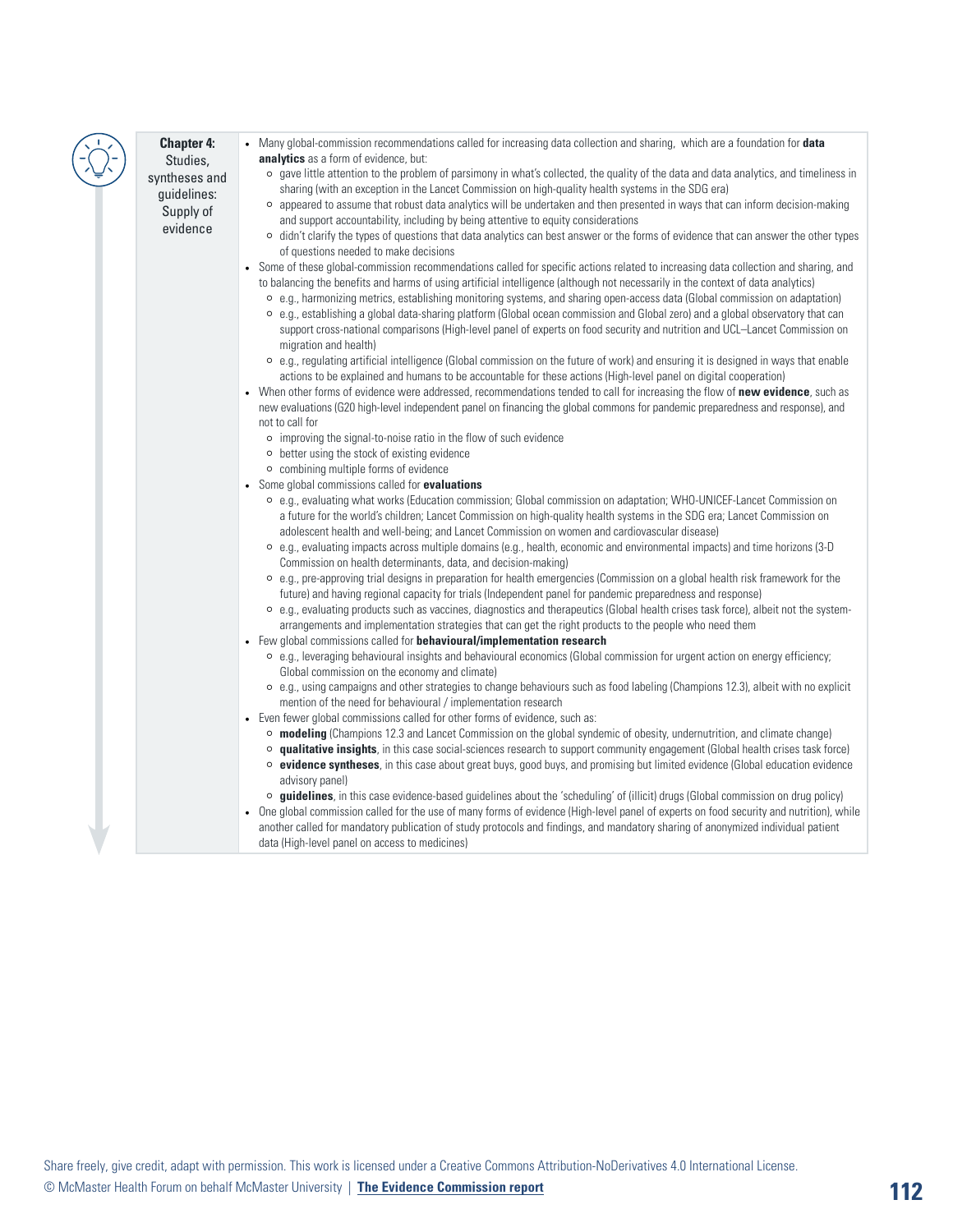| **Chapter 4:** Studies, syntheses and guidelines: Supply of evidence | |
|---|---|
| | |

**Chapter 4:** Studies, syntheses and guidelines: Supply of evidence

- Many global-commission recommendations called for increasing data collection and sharing, which are a foundation for **data analytics** as a form of evidence, but:
  - gave little attention to the problem of parsimony in what's collected, the quality of the data and data analytics, and timeliness in sharing (with an exception in the Lancet Commission on high-quality health systems in the SDG era)
  - appeared to assume that robust data analytics will be undertaken and then presented in ways that can inform decision-making and support accountability, including by being attentive to equity considerations
  - didn't clarify the types of questions that data analytics can best answer or the forms of evidence that can answer the other types of questions needed to make decisions
- Some of these global-commission recommendations called for specific actions related to increasing data collection and sharing, and to balancing the benefits and harms of using artificial intelligence (although not necessarily in the context of data analytics)
  - e.g., harmonizing metrics, establishing monitoring systems, and sharing open-access data (Global commission on adaptation)
  - e.g., establishing a global data-sharing platform (Global ocean commission and Global zero) and a global observatory that can support cross-national comparisons (High-level panel of experts on food security and nutrition and UCL–Lancet Commission on migration and health)
  - e.g., regulating artificial intelligence (Global commission on the future of work) and ensuring it is designed in ways that enable actions to be explained and humans to be accountable for these actions (High-level panel on digital cooperation)
- When other forms of evidence were addressed, recommendations tended to call for increasing the flow of **new evidence**, such as new evaluations (G20 high-level independent panel on financing the global commons for pandemic preparedness and response), and not to call for
  - improving the signal-to-noise ratio in the flow of such evidence
  - better using the stock of existing evidence
  - combining multiple forms of evidence
- Some global commissions called for **evaluations**
  - e.g., evaluating what works (Education commission; Global commission on adaptation; WHO-UNICEF-Lancet Commission on a future for the world's children; Lancet Commission on high-quality health systems in the SDG era; Lancet Commission on adolescent health and well-being; and Lancet Commission on women and cardiovascular disease)
  - e.g., evaluating impacts across multiple domains (e.g., health, economic and environmental impacts) and time horizons (3-D Commission on health determinants, data, and decision-making)
  - e.g., pre-approving trial designs in preparation for health emergencies (Commission on a global health risk framework for the future) and having regional capacity for trials (Independent panel for pandemic preparedness and response)
  - e.g., evaluating products such as vaccines, diagnostics and therapeutics (Global health crises task force), albeit not the system-arrangements and implementation strategies that can get the right products to the people who need them
- Few global commissions called for **behavioural/implementation research**
  - e.g., leveraging behavioural insights and behavioural economics (Global commission for urgent action on energy efficiency; Global commission on the economy and climate)
  - e.g., using campaigns and other strategies to change behaviours such as food labeling (Champions 12.3), albeit with no explicit mention of the need for behavioural / implementation research
- Even fewer global commissions called for other forms of evidence, such as:
  - **modeling** (Champions 12.3 and Lancet Commission on the global syndemic of obesity, undernutrition, and climate change)
  - **qualitative insights**, in this case social-sciences research to support community engagement (Global health crises task force)
  - **evidence syntheses**, in this case about great buys, good buys, and promising but limited evidence (Global education evidence advisory panel)
  - **guidelines**, in this case evidence-based guidelines about the 'scheduling' of (illicit) drugs (Global commission on drug policy)
- One global commission called for the use of many forms of evidence (High-level panel of experts on food security and nutrition), while another called for mandatory publication of study protocols and findings, and mandatory sharing of anonymized individual patient data (High-level panel on access to medicines)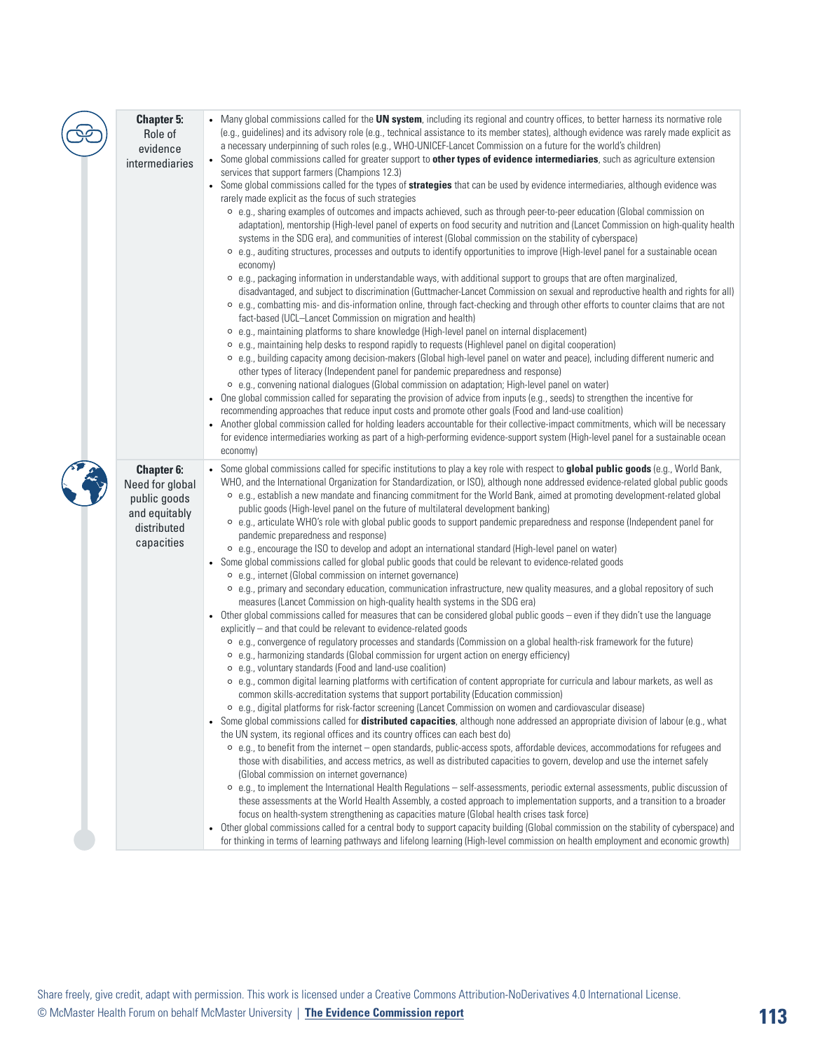| | |
|---|---|
| **Chapter 5:** Role of evidence intermediaries | • Many global commissions called for the **UN system**, including its regional and country offices, to better harness its normative role (e.g., guidelines) and its advisory role (e.g., technical assistance to its member states), although evidence was rarely made explicit as a necessary underpinning of such roles (e.g., WHO-UNICEF-Lancet Commission on a future for the world's children)<br>• Some global commissions called for greater support to **other types of evidence intermediaries**, such as agriculture extension services that support farmers (Champions 12.3)<br>• Some global commissions called for the types of **strategies** that can be used by evidence intermediaries, although evidence was rarely made explicit as the focus of such strategies<br>  ◦ e.g., sharing examples of outcomes and impacts achieved, such as through peer-to-peer education (Global commission on adaptation), mentorship (High-level panel of experts on food security and nutrition and (Lancet Commission on high-quality health systems in the SDG era), and communities of interest (Global commission on the stability of cyberspace)<br>  ◦ e.g., auditing structures, processes and outputs to identify opportunities to improve (High-level panel for a sustainable ocean economy)<br>  ◦ e.g., packaging information in understandable ways, with additional support to groups that are often marginalized, disadvantaged, and subject to discrimination (Guttmacher-Lancet Commission on sexual and reproductive health and rights for all)<br>  ◦ e.g., combatting mis- and dis-information online, through fact-checking and through other efforts to counter claims that are not fact-based (UCL–Lancet Commission on migration and health)<br>  ◦ e.g., maintaining platforms to share knowledge (High-level panel on internal displacement)<br>  ◦ e.g., maintaining help desks to respond rapidly to requests (Highlevel panel on digital cooperation)<br>  ◦ e.g., building capacity among decision-makers (Global high-level panel on water and peace), including different numeric and other types of literacy (Independent panel for pandemic preparedness and response)<br>  ◦ e.g., convening national dialogues (Global commission on adaptation; High-level panel on water)<br>• One global commission called for separating the provision of advice from inputs (e.g., seeds) to strengthen the incentive for recommending approaches that reduce input costs and promote other goals (Food and land-use coalition)<br>• Another global commission called for holding leaders accountable for their collective-impact commitments, which will be necessary for evidence intermediaries working as part of a high-performing evidence-support system (High-level panel for a sustainable ocean economy) |
| **Chapter 6:** Need for global public goods and equitably distributed capacities | • Some global commissions called for specific institutions to play a key role with respect to **global public goods** (e.g., World Bank, WHO, and the International Organization for Standardization, or ISO), although none addressed evidence-related global public goods<br>  ◦ e.g., establish a new mandate and financing commitment for the World Bank, aimed at promoting development-related global public goods (High-level panel on the future of multilateral development banking)<br>  ◦ e.g., articulate WHO's role with global public goods to support pandemic preparedness and response (Independent panel for pandemic preparedness and response)<br>  ◦ e.g., encourage the ISO to develop and adopt an international standard (High-level panel on water)<br>• Some global commissions called for global public goods that could be relevant to evidence-related goods<br>  ◦ e.g., internet (Global commission on internet governance)<br>  ◦ e.g., primary and secondary education, communication infrastructure, new quality measures, and a global repository of such measures (Lancet Commission on high-quality health systems in the SDG era)<br>• Other global commissions called for measures that can be considered global public goods – even if they didn't use the language explicitly – and that could be relevant to evidence-related goods<br>  ◦ e.g., convergence of regulatory processes and standards (Commission on a global health-risk framework for the future)<br>  ◦ e.g., harmonizing standards (Global commission for urgent action on energy efficiency)<br>  ◦ e.g., voluntary standards (Food and land-use coalition)<br>  ◦ e.g., common digital learning platforms with certification of content appropriate for curricula and labour markets, as well as common skills-accreditation systems that support portability (Education commission)<br>  ◦ e.g., digital platforms for risk-factor screening (Lancet Commission on women and cardiovascular disease)<br>• Some global commissions called for **distributed capacities**, although none addressed an appropriate division of labour (e.g., what the UN system, its regional offices and its country offices can each best do)<br>  ◦ e.g., to benefit from the internet – open standards, public-access spots, affordable devices, accommodations for refugees and those with disabilities, and access metrics, as well as distributed capacities to govern, develop and use the internet safely (Global commission on internet governance)<br>  ◦ e.g., to implement the International Health Regulations – self-assessments, periodic external assessments, public discussion of these assessments at the World Health Assembly, a costed approach to implementation supports, and a transition to a broader focus on health-system strengthening as capacities mature (Global health crises task force)<br>• Other global commissions called for a central body to support capacity building (Global commission on the stability of cyberspace) and for thinking in terms of learning pathways and lifelong learning (High-level commission on health employment and economic growth) |

Share freely, give credit, adapt with permission. This work is licensed under a Creative Commons Attribution-NoDerivatives 4.0 International License.
© McMaster Health Forum on behalf McMaster University | **The Evidence Commission report**